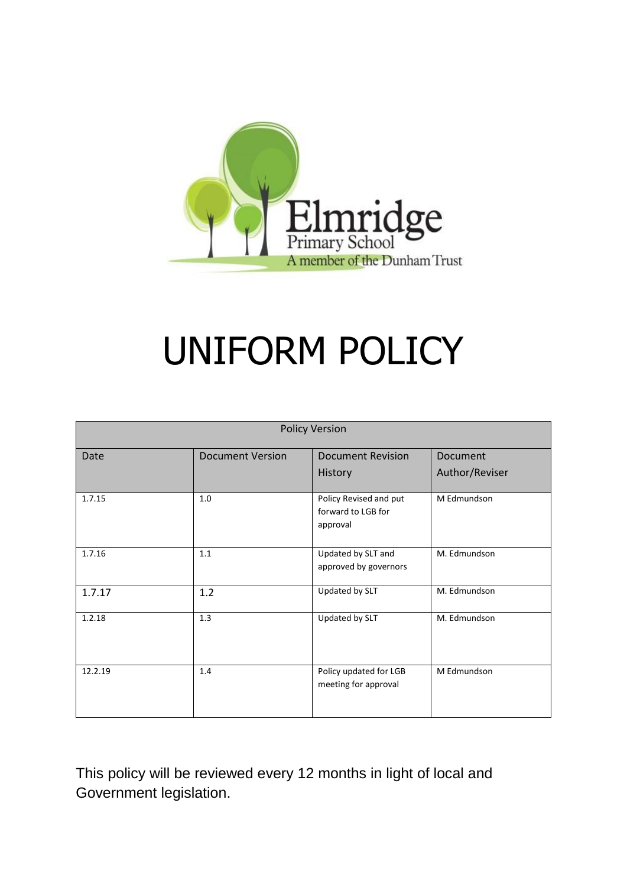Elmridge
Primary School
A member of the Dunham Trust

# UNIFORM POLICY

| Policy Version | | | |
|---|---|---|---|
| Date | Document Version | Document Revision History | Document Author/Reviser |
| 1.7.15 | 1.0 | Policy Revised and put forward to LGB for approval | M Edmundson |
| 1.7.16 | 1.1 | Updated by SLT and approved by governors | M. Edmundson |
| 1.7.17 | 1.2 | Updated by SLT | M. Edmundson |
| 1.2.18 | 1.3 | Updated by SLT | M. Edmundson |
| 12.2.19 | 1.4 | Policy updated for LGB meeting for approval | M Edmundson |

This policy will be reviewed every 12 months in light of local and Government legislation.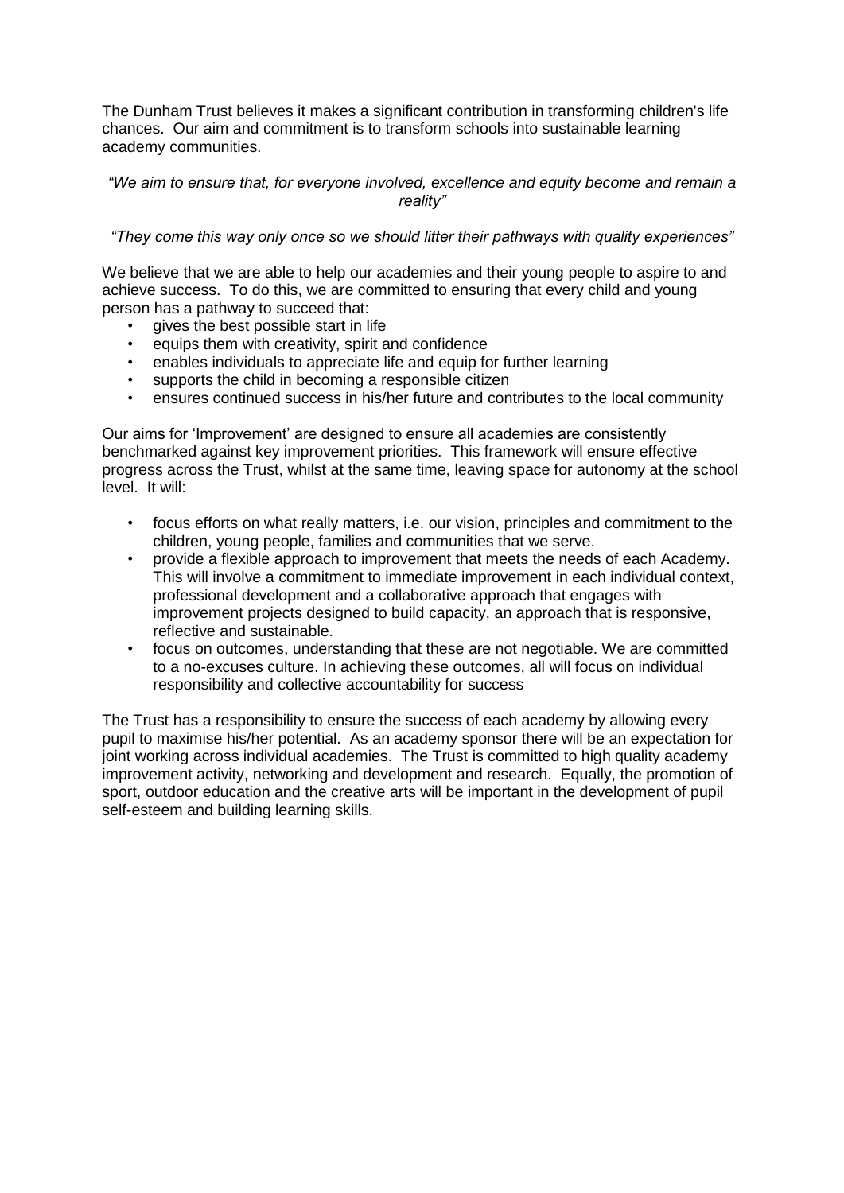The Dunham Trust believes it makes a significant contribution in transforming children's life chances. Our aim and commitment is to transform schools into sustainable learning academy communities.

*"We aim to ensure that, for everyone involved, excellence and equity become and remain a reality"*

*"They come this way only once so we should litter their pathways with quality experiences"*

We believe that we are able to help our academies and their young people to aspire to and achieve success. To do this, we are committed to ensuring that every child and young person has a pathway to succeed that:

- gives the best possible start in life
- equips them with creativity, spirit and confidence
- enables individuals to appreciate life and equip for further learning
- supports the child in becoming a responsible citizen
- ensures continued success in his/her future and contributes to the local community

Our aims for 'Improvement' are designed to ensure all academies are consistently benchmarked against key improvement priorities. This framework will ensure effective progress across the Trust, whilst at the same time, leaving space for autonomy at the school level. It will:

- focus efforts on what really matters, i.e. our vision, principles and commitment to the children, young people, families and communities that we serve.
- provide a flexible approach to improvement that meets the needs of each Academy. This will involve a commitment to immediate improvement in each individual context, professional development and a collaborative approach that engages with improvement projects designed to build capacity, an approach that is responsive, reflective and sustainable.
- focus on outcomes, understanding that these are not negotiable. We are committed to a no-excuses culture. In achieving these outcomes, all will focus on individual responsibility and collective accountability for success

The Trust has a responsibility to ensure the success of each academy by allowing every pupil to maximise his/her potential. As an academy sponsor there will be an expectation for joint working across individual academies. The Trust is committed to high quality academy improvement activity, networking and development and research. Equally, the promotion of sport, outdoor education and the creative arts will be important in the development of pupil self-esteem and building learning skills.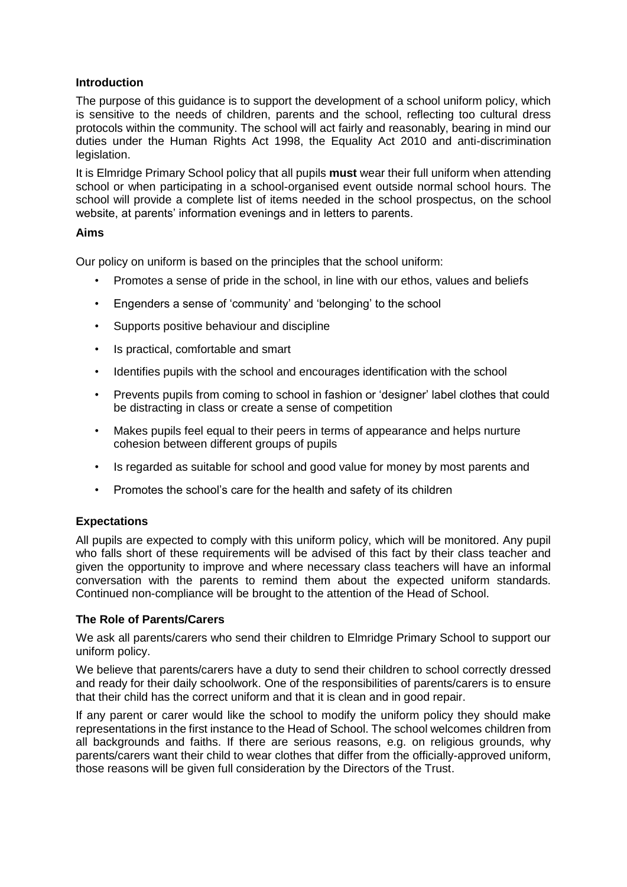## Introduction

The purpose of this guidance is to support the development of a school uniform policy, which is sensitive to the needs of children, parents and the school, reflecting too cultural dress protocols within the community. The school will act fairly and reasonably, bearing in mind our duties under the Human Rights Act 1998, the Equality Act 2010 and anti-discrimination legislation.

It is Elmridge Primary School policy that all pupils **must** wear their full uniform when attending school or when participating in a school-organised event outside normal school hours. The school will provide a complete list of items needed in the school prospectus, on the school website, at parents' information evenings and in letters to parents.

## Aims

Our policy on uniform is based on the principles that the school uniform:

- Promotes a sense of pride in the school, in line with our ethos, values and beliefs
- Engenders a sense of 'community' and 'belonging' to the school
- Supports positive behaviour and discipline
- Is practical, comfortable and smart
- Identifies pupils with the school and encourages identification with the school
- Prevents pupils from coming to school in fashion or 'designer' label clothes that could be distracting in class or create a sense of competition
- Makes pupils feel equal to their peers in terms of appearance and helps nurture cohesion between different groups of pupils
- Is regarded as suitable for school and good value for money by most parents and
- Promotes the school's care for the health and safety of its children

## Expectations

All pupils are expected to comply with this uniform policy, which will be monitored. Any pupil who falls short of these requirements will be advised of this fact by their class teacher and given the opportunity to improve and where necessary class teachers will have an informal conversation with the parents to remind them about the expected uniform standards. Continued non-compliance will be brought to the attention of the Head of School.

## The Role of Parents/Carers

We ask all parents/carers who send their children to Elmridge Primary School to support our uniform policy.

We believe that parents/carers have a duty to send their children to school correctly dressed and ready for their daily schoolwork. One of the responsibilities of parents/carers is to ensure that their child has the correct uniform and that it is clean and in good repair.

If any parent or carer would like the school to modify the uniform policy they should make representations in the first instance to the Head of School. The school welcomes children from all backgrounds and faiths. If there are serious reasons, e.g. on religious grounds, why parents/carers want their child to wear clothes that differ from the officially-approved uniform, those reasons will be given full consideration by the Directors of the Trust.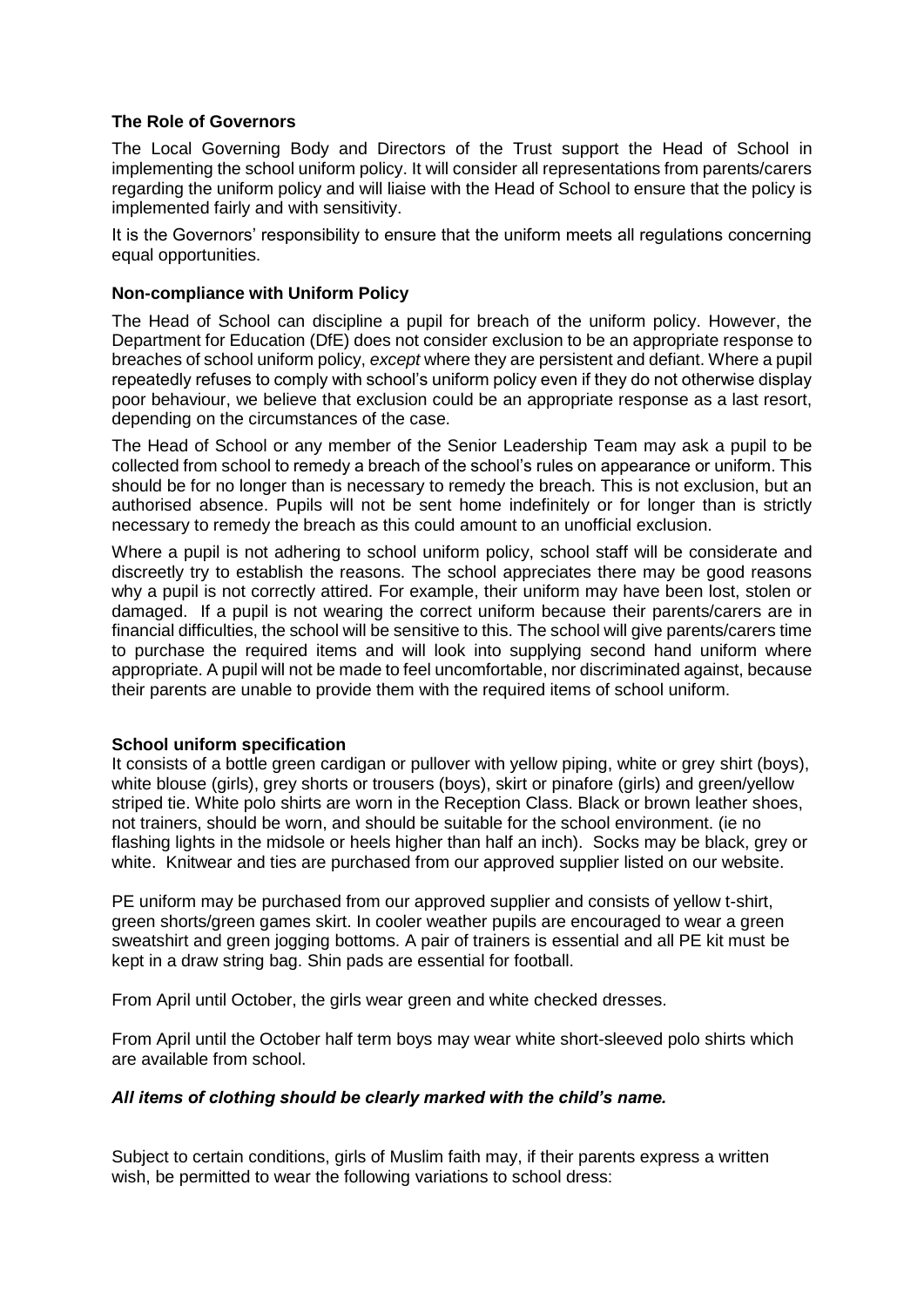### The Role of Governors

The Local Governing Body and Directors of the Trust support the Head of School in implementing the school uniform policy. It will consider all representations from parents/carers regarding the uniform policy and will liaise with the Head of School to ensure that the policy is implemented fairly and with sensitivity.

It is the Governors' responsibility to ensure that the uniform meets all regulations concerning equal opportunities.

### Non-compliance with Uniform Policy

The Head of School can discipline a pupil for breach of the uniform policy. However, the Department for Education (DfE) does not consider exclusion to be an appropriate response to breaches of school uniform policy, *except* where they are persistent and defiant. Where a pupil repeatedly refuses to comply with school's uniform policy even if they do not otherwise display poor behaviour, we believe that exclusion could be an appropriate response as a last resort, depending on the circumstances of the case.

The Head of School or any member of the Senior Leadership Team may ask a pupil to be collected from school to remedy a breach of the school's rules on appearance or uniform. This should be for no longer than is necessary to remedy the breach. This is not exclusion, but an authorised absence. Pupils will not be sent home indefinitely or for longer than is strictly necessary to remedy the breach as this could amount to an unofficial exclusion.

Where a pupil is not adhering to school uniform policy, school staff will be considerate and discreetly try to establish the reasons. The school appreciates there may be good reasons why a pupil is not correctly attired. For example, their uniform may have been lost, stolen or damaged. If a pupil is not wearing the correct uniform because their parents/carers are in financial difficulties, the school will be sensitive to this. The school will give parents/carers time to purchase the required items and will look into supplying second hand uniform where appropriate. A pupil will not be made to feel uncomfortable, nor discriminated against, because their parents are unable to provide them with the required items of school uniform.

### School uniform specification

It consists of a bottle green cardigan or pullover with yellow piping, white or grey shirt (boys), white blouse (girls), grey shorts or trousers (boys), skirt or pinafore (girls) and green/yellow striped tie. White polo shirts are worn in the Reception Class. Black or brown leather shoes, not trainers, should be worn, and should be suitable for the school environment. (ie no flashing lights in the midsole or heels higher than half an inch). Socks may be black, grey or white. Knitwear and ties are purchased from our approved supplier listed on our website.

PE uniform may be purchased from our approved supplier and consists of yellow t-shirt, green shorts/green games skirt. In cooler weather pupils are encouraged to wear a green sweatshirt and green jogging bottoms. A pair of trainers is essential and all PE kit must be kept in a draw string bag. Shin pads are essential for football.

From April until October, the girls wear green and white checked dresses.

From April until the October half term boys may wear white short-sleeved polo shirts which are available from school.

***All items of clothing should be clearly marked with the child's name.***

Subject to certain conditions, girls of Muslim faith may, if their parents express a written wish, be permitted to wear the following variations to school dress: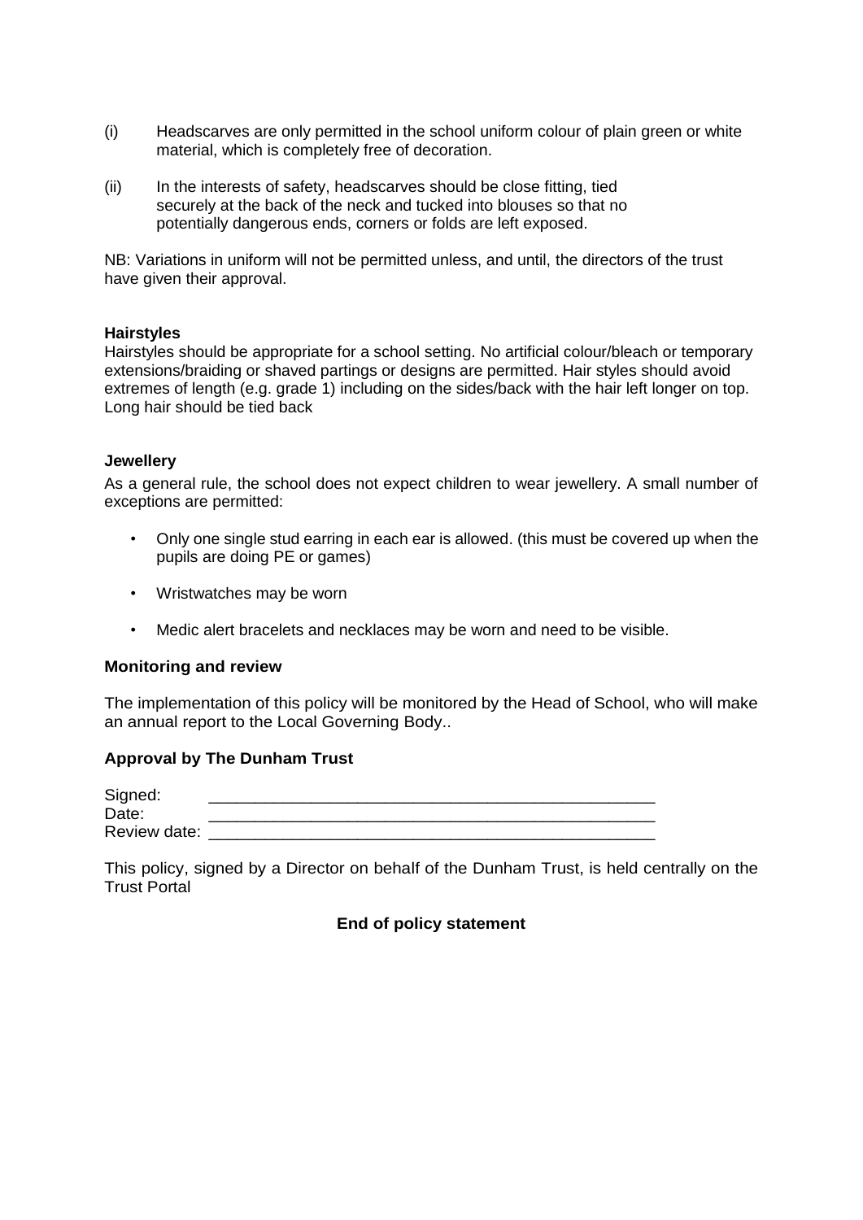(i) Headscarves are only permitted in the school uniform colour of plain green or white material, which is completely free of decoration.

(ii) In the interests of safety, headscarves should be close fitting, tied securely at the back of the neck and tucked into blouses so that no potentially dangerous ends, corners or folds are left exposed.

NB: Variations in uniform will not be permitted unless, and until, the directors of the trust have given their approval.

**Hairstyles**

Hairstyles should be appropriate for a school setting. No artificial colour/bleach or temporary extensions/braiding or shaved partings or designs are permitted. Hair styles should avoid extremes of length (e.g. grade 1) including on the sides/back with the hair left longer on top. Long hair should be tied back

**Jewellery**

As a general rule, the school does not expect children to wear jewellery. A small number of exceptions are permitted:

- Only one single stud earring in each ear is allowed. (this must be covered up when the pupils are doing PE or games)
- Wristwatches may be worn
- Medic alert bracelets and necklaces may be worn and need to be visible.

**Monitoring and review**

The implementation of this policy will be monitored by the Head of School, who will make an annual report to the Local Governing Body..

**Approval by The Dunham Trust**

Signed: ________________________________________________

Date: ________________________________________________

Review date: ________________________________________________

This policy, signed by a Director on behalf of the Dunham Trust, is held centrally on the Trust Portal

**End of policy statement**